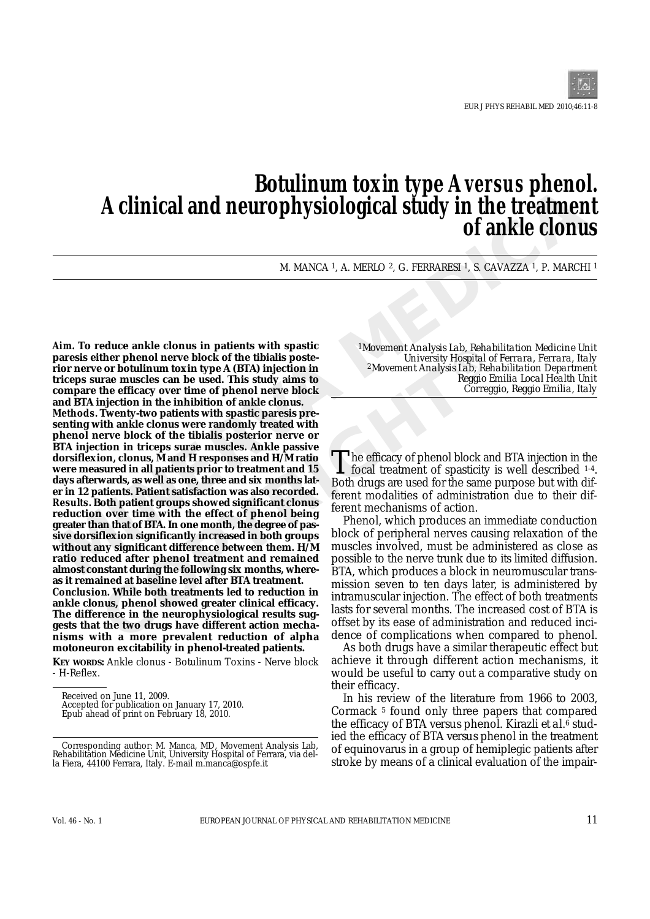# Botulinum toxin type A versus phenol. A clinical and neurophysiological study in the treatment of ankle clonus

M. MANCA [1], A. MERLO [2], G. FERRARESI [1], S. CAVAZZA [1], P. MARCHI [1]

[1]*Movement Analysis Lab, Rehabilitation Medicine Unit University Hospital of Ferrara, Ferrara, Italy*
[2]*Movement Analysis Lab, Rehabilitation Department Reggio Emilia Local Health Unit Correggio, Reggio Emilia, Italy*

**Aim.** **To reduce ankle clonus in patients with spastic paresis either phenol nerve block of the tibialis posterior nerve or botulinum toxin type A (BTA) injection in triceps surae muscles can be used. This study aims to compare the efficacy over time of phenol nerve block and BTA injection in the inhibition of ankle clonus.**

**Methods.** **Twenty-two patients with spastic paresis presenting with ankle clonus were randomly treated with phenol nerve block of the tibialis posterior nerve or BTA injection in triceps surae muscles. Ankle passive dorsiflexion, clonus, M and H responses and H/M ratio were measured in all patients prior to treatment and 15 days afterwards, as well as one, three and six months later in 12 patients. Patient satisfaction was also recorded.**

**Results.** **Both patient groups showed significant clonus reduction over time with the effect of phenol being greater than that of BTA. In one month, the degree of passive dorsiflexion significantly increased in both groups without any significant difference between them. H/M ratio reduced after phenol treatment and remained almost constant during the following six months, whereas it remained at baseline level after BTA treatment.**

**Conclusion.** **While both treatments led to reduction in ankle clonus, phenol showed greater clinical efficacy. The difference in the neurophysiological results suggests that the two drugs have different action mechanisms with a more prevalent reduction of alpha motoneuron excitability in phenol-treated patients.**

**Key words:** Ankle clonus - Botulinum Toxins - Nerve block - H-Reflex.

Received on June 11, 2009.
Accepted for publication on January 17, 2010.
Epub ahead of print on February 18, 2010.

Corresponding author: M. Manca, MD, Movement Analysis Lab, Rehabilitation Medicine Unit, University Hospital of Ferrara, via della Fiera, 44100 Ferrara, Italy. E-mail m.manca@ospfe.it

The efficacy of phenol block and BTA injection in the focal treatment of spasticity is well described [1-4]. Both drugs are used for the same purpose but with different modalities of administration due to their different mechanisms of action.

Phenol, which produces an immediate conduction block of peripheral nerves causing relaxation of the muscles involved, must be administered as close as possible to the nerve trunk due to its limited diffusion. BTA, which produces a block in neuromuscular transmission seven to ten days later, is administered by intramuscular injection. The effect of both treatments lasts for several months. The increased cost of BTA is offset by its ease of administration and reduced incidence of complications when compared to phenol.

As both drugs have a similar therapeutic effect but achieve it through different action mechanisms, it would be useful to carry out a comparative study on their efficacy.

In his review of the literature from 1966 to 2003, Cormack [5] found only three papers that compared the efficacy of BTA versus phenol. Kirazli *et al.*[6] studied the efficacy of BTA versus phenol in the treatment of equinovarus in a group of hemiplegic patients after stroke by means of a clinical evaluation of the impair-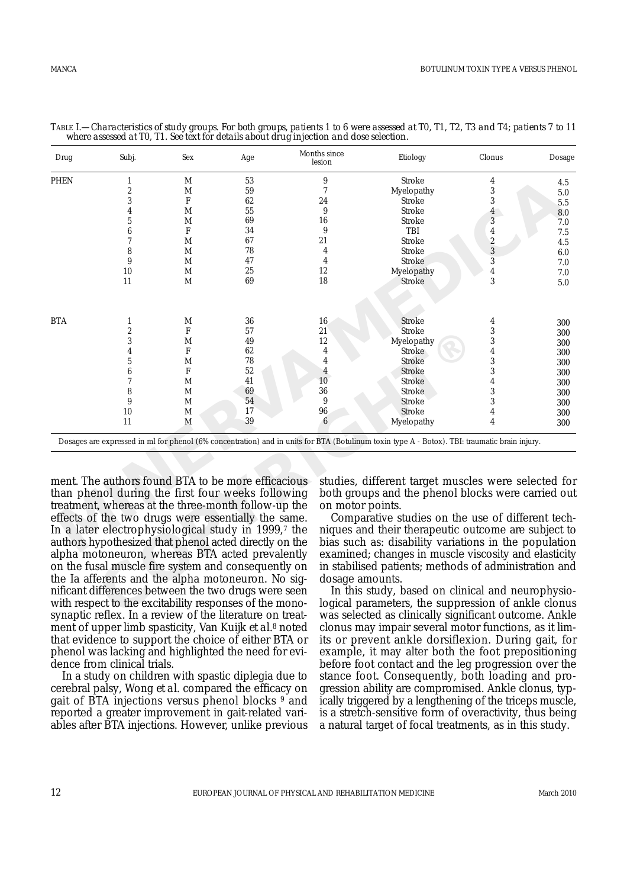TABLE I.—*Characteristics of study groups. For both groups, patients 1 to 6 were assessed at T0, T1, T2, T3 and T4; patients 7 to 11 where assessed at T0, T1. See text for details about drug injection and dose selection.*

| Drug | Subj. | Sex | Age | Months since lesion | Etiology | Clonus | Dosage |
|---|---|---|---|---|---|---|---|
| PHEN | 1 | M | 53 | 9 | Stroke | 4 | 4.5 |
| | 2 | M | 59 | 7 | Myelopathy | 3 | 5.0 |
| | 3 | F | 62 | 24 | Stroke | 3 | 5.5 |
| | 4 | M | 55 | 9 | Stroke | 4 | 8.0 |
| | 5 | M | 69 | 16 | Stroke | 3 | 7.0 |
| | 6 | F | 34 | 9 | TBI | 4 | 7.5 |
| | 7 | M | 67 | 21 | Stroke | 2 | 4.5 |
| | 8 | M | 78 | 4 | Stroke | 3 | 6.0 |
| | 9 | M | 47 | 4 | Stroke | 3 | 7.0 |
| | 10 | M | 25 | 12 | Myelopathy | 4 | 7.0 |
| | 11 | M | 69 | 18 | Stroke | 3 | 5.0 |
| BTA | 1 | M | 36 | 16 | Stroke | 4 | 300 |
| | 2 | F | 57 | 21 | Stroke | 3 | 300 |
| | 3 | M | 49 | 12 | Myelopathy | 3 | 300 |
| | 4 | F | 62 | 4 | Stroke | 4 | 300 |
| | 5 | M | 78 | 4 | Stroke | 3 | 300 |
| | 6 | F | 52 | 4 | Stroke | 3 | 300 |
| | 7 | M | 41 | 10 | Stroke | 4 | 300 |
| | 8 | M | 69 | 36 | Stroke | 3 | 300 |
| | 9 | M | 54 | 9 | Stroke | 3 | 300 |
| | 10 | M | 17 | 96 | Stroke | 4 | 300 |
| | 11 | M | 39 | 6 | Myelopathy | 4 | 300 |

Dosages are expressed in ml for phenol (6% concentration) and in units for BTA (Botulinum toxin type A - Botox). TBI: traumatic brain injury.

ment. The authors found BTA to be more efficacious than phenol during the first four weeks following treatment, whereas at the three-month follow-up the effects of the two drugs were essentially the same. In a later electrophysiological study in 1999,[7] the authors hypothesized that phenol acted directly on the alpha motoneuron, whereas BTA acted prevalently on the fusal muscle fire system and consequently on the Ia afferents and the alpha motoneuron. No significant differences between the two drugs were seen with respect to the excitability responses of the monosynaptic reflex. In a review of the literature on treatment of upper limb spasticity, Van Kuijk et al.[8] noted that evidence to support the choice of either BTA or phenol was lacking and highlighted the need for evidence from clinical trials.

In a study on children with spastic diplegia due to cerebral palsy, Wong et al. compared the efficacy on gait of BTA injections versus phenol blocks [9] and reported a greater improvement in gait-related variables after BTA injections. However, unlike previous studies, different target muscles were selected for both groups and the phenol blocks were carried out on motor points.

Comparative studies on the use of different techniques and their therapeutic outcome are subject to bias such as: disability variations in the population examined; changes in muscle viscosity and elasticity in stabilised patients; methods of administration and dosage amounts.

In this study, based on clinical and neurophysiological parameters, the suppression of ankle clonus was selected as clinically significant outcome. Ankle clonus may impair several motor functions, as it limits or prevent ankle dorsiflexion. During gait, for example, it may alter both the foot prepositioning before foot contact and the leg progression over the stance foot. Consequently, both loading and progression ability are compromised. Ankle clonus, typically triggered by a lengthening of the triceps muscle, is a stretch-sensitive form of overactivity, thus being a natural target of focal treatments, as in this study.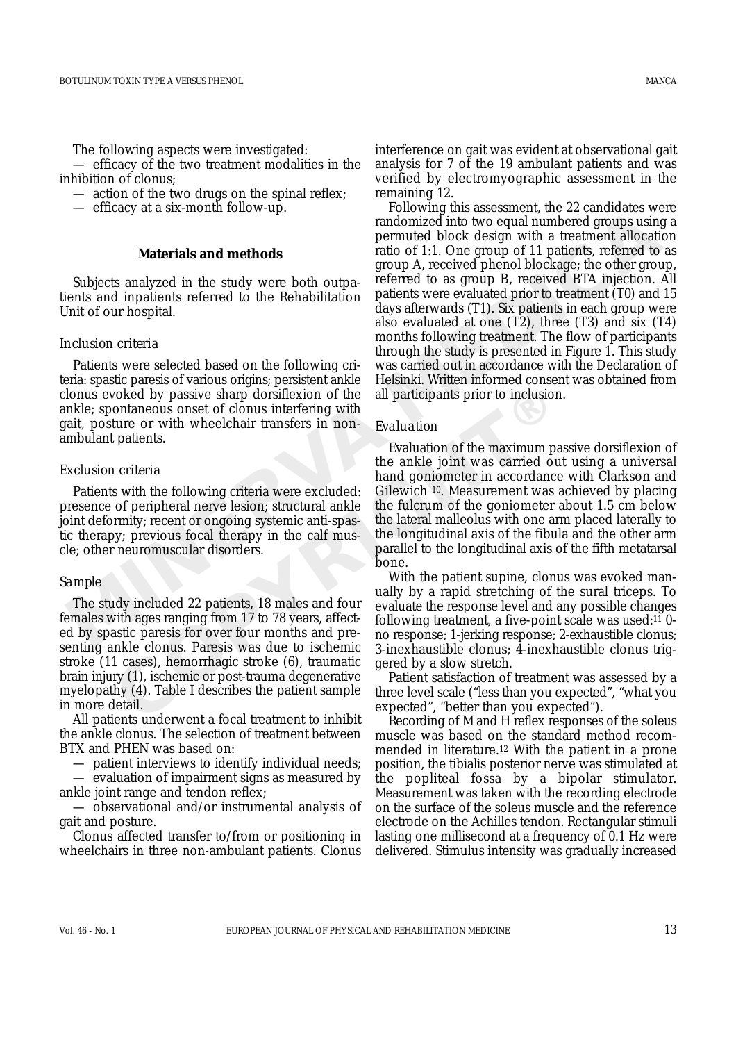The following aspects were investigated:

— efficacy of the two treatment modalities in the inhibition of clonus;

— action of the two drugs on the spinal reflex;

— efficacy at a six-month follow-up.

## Materials and methods

Subjects analyzed in the study were both outpatients and inpatients referred to the Rehabilitation Unit of our hospital.

### *Inclusion criteria*

Patients were selected based on the following criteria: spastic paresis of various origins; persistent ankle clonus evoked by passive sharp dorsiflexion of the ankle; spontaneous onset of clonus interfering with gait, posture or with wheelchair transfers in non-ambulant patients.

### *Exclusion criteria*

Patients with the following criteria were excluded: presence of peripheral nerve lesion; structural ankle joint deformity; recent or ongoing systemic anti-spastic therapy; previous focal therapy in the calf muscle; other neuromuscular disorders.

### *Sample*

The study included 22 patients, 18 males and four females with ages ranging from 17 to 78 years, affected by spastic paresis for over four months and presenting ankle clonus. Paresis was due to ischemic stroke (11 cases), hemorrhagic stroke (6), traumatic brain injury (1), ischemic or post-trauma degenerative myelopathy (4). Table I describes the patient sample in more detail.

All patients underwent a focal treatment to inhibit the ankle clonus. The selection of treatment between BTX and PHEN was based on:

— patient interviews to identify individual needs;

— evaluation of impairment signs as measured by ankle joint range and tendon reflex;

— observational and/or instrumental analysis of gait and posture.

Clonus affected transfer to/from or positioning in wheelchairs in three non-ambulant patients. Clonus interference on gait was evident at observational gait analysis for 7 of the 19 ambulant patients and was verified by electromyographic assessment in the remaining 12.

Following this assessment, the 22 candidates were randomized into two equal numbered groups using a permuted block design with a treatment allocation ratio of 1:1. One group of 11 patients, referred to as group A, received phenol blockage; the other group, referred to as group B, received BTA injection. All patients were evaluated prior to treatment (T0) and 15 days afterwards (T1). Six patients in each group were also evaluated at one (T2), three (T3) and six (T4) months following treatment. The flow of participants through the study is presented in Figure 1. This study was carried out in accordance with the Declaration of Helsinki. Written informed consent was obtained from all participants prior to inclusion.

### *Evaluation*

Evaluation of the maximum passive dorsiflexion of the ankle joint was carried out using a universal hand goniometer in accordance with Clarkson and Gilewich [10]. Measurement was achieved by placing the fulcrum of the goniometer about 1.5 cm below the lateral malleolus with one arm placed laterally to the longitudinal axis of the fibula and the other arm parallel to the longitudinal axis of the fifth metatarsal bone.

With the patient supine, clonus was evoked manually by a rapid stretching of the sural triceps. To evaluate the response level and any possible changes following treatment, a five-point scale was used:[11] 0-no response; 1-jerking response; 2-exhaustible clonus; 3-inexhaustible clonus; 4-inexhaustible clonus triggered by a slow stretch.

Patient satisfaction of treatment was assessed by a three level scale ("less than you expected", "what you expected", "better than you expected").

Recording of M and H reflex responses of the soleus muscle was based on the standard method recommended in literature.[12] With the patient in a prone position, the tibialis posterior nerve was stimulated at the popliteal fossa by a bipolar stimulator. Measurement was taken with the recording electrode on the surface of the soleus muscle and the reference electrode on the Achilles tendon. Rectangular stimuli lasting one millisecond at a frequency of 0.1 Hz were delivered. Stimulus intensity was gradually increased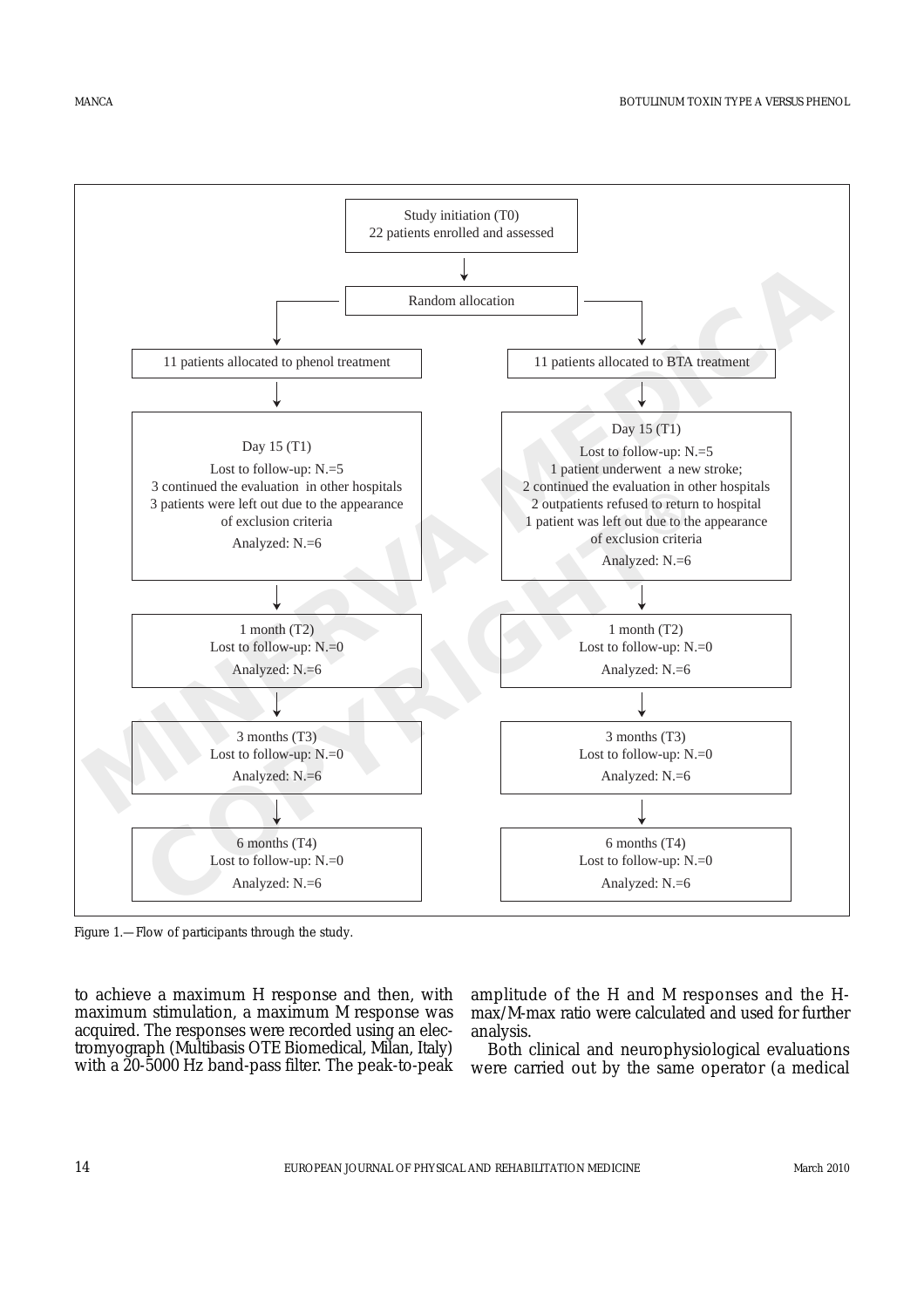Study initiation (T0)
22 patients enrolled and assessed

Random allocation

11 patients allocated to phenol treatment

11 patients allocated to BTA treatment

Day 15 (T1)
Lost to follow-up: N.=5
3 continued the evaluation in other hospitals
3 patients were left out due to the appearance of exclusion criteria
Analyzed: N.=6

Day 15 (T1)
Lost to follow-up: N.=5
1 patient underwent a new stroke;
2 continued the evaluation in other hospitals
2 outpatients refused to return to hospital
1 patient was left out due to the appearance of exclusion criteria
Analyzed: N.=6

1 month (T2)
Lost to follow-up: N.=0
Analyzed: N.=6

1 month (T2)
Lost to follow-up: N.=0
Analyzed: N.=6

3 months (T3)
Lost to follow-up: N.=0
Analyzed: N.=6

3 months (T3)
Lost to follow-up: N.=0
Analyzed: N.=6

6 months (T4)
Lost to follow-up: N.=0
Analyzed: N.=6

6 months (T4)
Lost to follow-up: N.=0
Analyzed: N.=6

Figure 1.—Flow of participants through the study.

to achieve a maximum H response and then, with maximum stimulation, a maximum M response was acquired. The responses were recorded using an electromyograph (Multibasis OTE Biomedical, Milan, Italy) with a 20-5000 Hz band-pass filter. The peak-to-peak amplitude of the H and M responses and the H-max/M-max ratio were calculated and used for further analysis.

Both clinical and neurophysiological evaluations were carried out by the same operator (a medical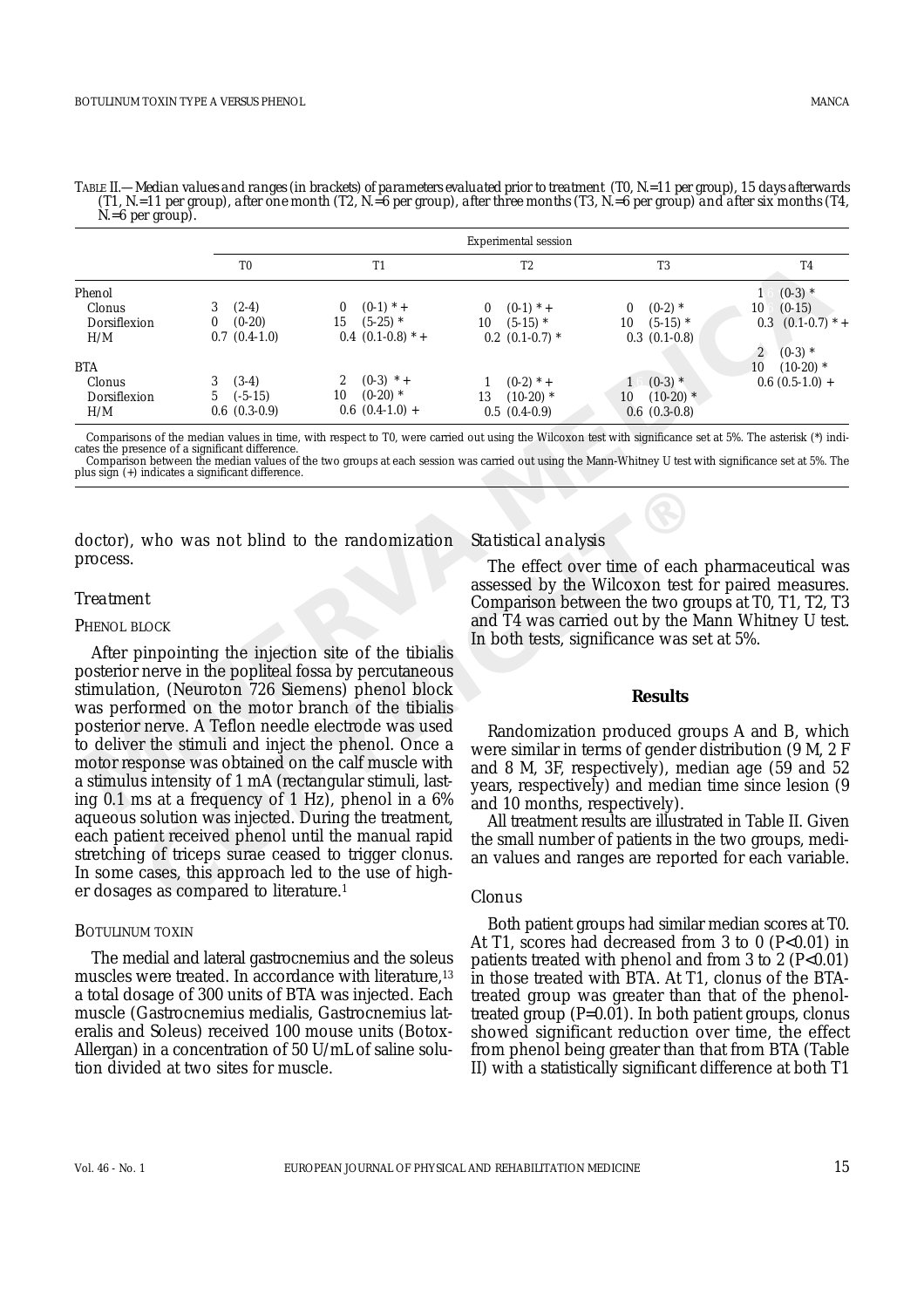*Table II.—Median values and ranges (in brackets) of parameters evaluated prior to treatment (T0, N.=11 per group), 15 days afterwards (T1, N.=11 per group), after one month (T2, N.=6 per group), after three months (T3, N.=6 per group) and after six months (T4, N.=6 per group).*

| | Experimental session | | | | |
|---|---|---|---|---|---|
| | T0 | T1 | T2 | T3 | T4 |
| Phenol | | | | | |
| Clonus | 3 (2-4) | 0 (0-1) * + | 0 (0-1) * + | 0 (0-2) * | 1 (0-3) * |
| Dorsiflexion | 0 (0-20) | 15 (5-25) * | 10 (5-15) * | 10 (5-15) * | 10 (0-15) |
| H/M | 0.7 (0.4-1.0) | 0.4 (0.1-0.8) * + | 0.2 (0.1-0.7) * | 0.3 (0.1-0.8) | 0.3 (0.1-0.7) * + |
| BTA | | | | | |
| Clonus | 3 (3-4) | 2 (0-3) * + | 1 (0-2) * + | 1 (0-3) * | 2 (0-3) * |
| Dorsiflexion | 5 (-5-15) | 10 (0-20) * | 13 (10-20) * | 10 (10-20) * | 10 (10-20) * |
| H/M | 0.6 (0.3-0.9) | 0.6 (0.4-1.0) + | 0.5 (0.4-0.9) | 0.6 (0.3-0.8) | 0.6 (0.5-1.0) + |

Comparisons of the median values in time, with respect to T0, were carried out using the Wilcoxon test with significance set at 5%. The asterisk (*) indicates the presence of a significant difference.

Comparison between the median values of the two groups at each session was carried out using the Mann-Whitney U test with significance set at 5%. The plus sign (+) indicates a significant difference.

doctor), who was not blind to the randomization process.

### Treatment

#### Phenol block

After pinpointing the injection site of the tibialis posterior nerve in the popliteal fossa by percutaneous stimulation, (Neuroton 726 Siemens) phenol block was performed on the motor branch of the tibialis posterior nerve. A Teflon needle electrode was used to deliver the stimuli and inject the phenol. Once a motor response was obtained on the calf muscle with a stimulus intensity of 1 mA (rectangular stimuli, lasting 0.1 ms at a frequency of 1 Hz), phenol in a 6% aqueous solution was injected. During the treatment, each patient received phenol until the manual rapid stretching of triceps surae ceased to trigger clonus. In some cases, this approach led to the use of higher dosages as compared to literature.[1]

#### Botulinum toxin

The medial and lateral gastrocnemius and the soleus muscles were treated. In accordance with literature,[13] a total dosage of 300 units of BTA was injected. Each muscle (Gastrocnemius medialis, Gastrocnemius lateralis and Soleus) received 100 mouse units (Botox-Allergan) in a concentration of 50 U/mL of saline solution divided at two sites for muscle.

### Statistical analysis

The effect over time of each pharmaceutical was assessed by the Wilcoxon test for paired measures. Comparison between the two groups at T0, T1, T2, T3 and T4 was carried out by the Mann Whitney U test. In both tests, significance was set at 5%.

## Results

Randomization produced groups A and B, which were similar in terms of gender distribution (9 M, 2 F and 8 M, 3F, respectively), median age (59 and 52 years, respectively) and median time since lesion (9 and 10 months, respectively).

All treatment results are illustrated in Table II. Given the small number of patients in the two groups, median values and ranges are reported for each variable.

### Clonus

Both patient groups had similar median scores at T0. At T1, scores had decreased from 3 to 0 ($P<0.01$) in patients treated with phenol and from 3 to 2 ($P<0.01$) in those treated with BTA. At T1, clonus of the BTA-treated group was greater than that of the phenol-treated group ($P=0.01$). In both patient groups, clonus showed significant reduction over time, the effect from phenol being greater than that from BTA (Table II) with a statistically significant difference at both T1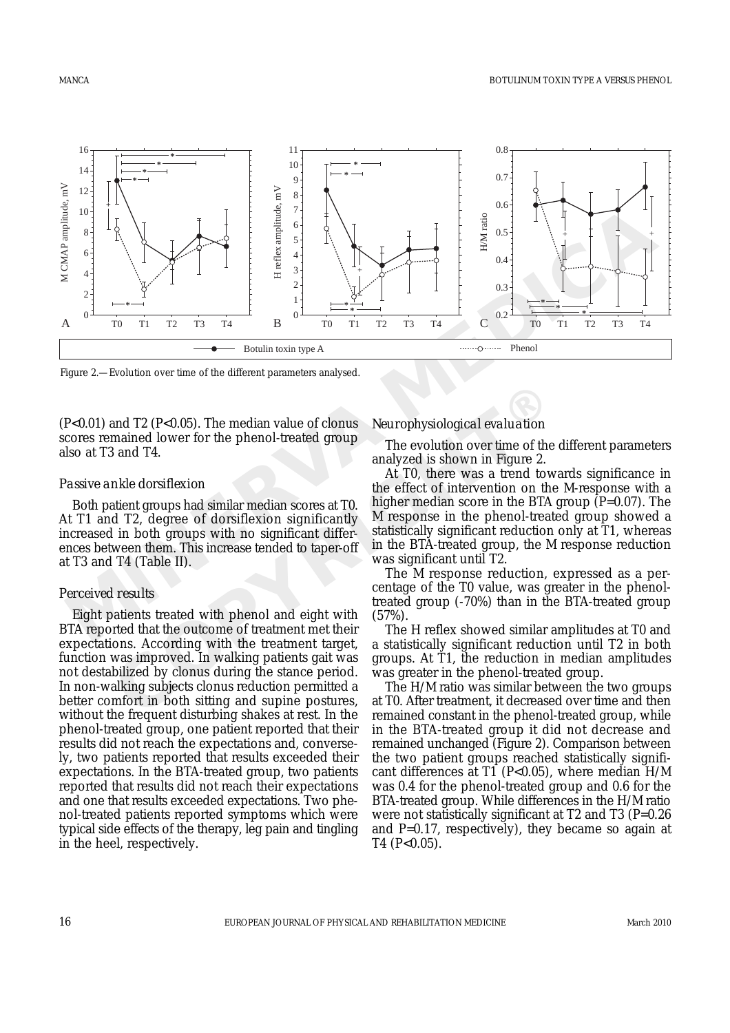A

M CMAP amplitude, mV

16
14
12
10
8
6
4
2
0

T0 T1 T2 T3 T4

B

H reflex amplitude, mV

11
10
9
8
7
6
5
4
3
2
1
0

T0 T1 T2 T3 T4

C

H/M ratio

0.8
0.7
0.6
0.5
0.4
0.3
0.2

T0 T1 T2 T3 T4

Botulin toxin type A

Phenol

Figure 2.—Evolution over time of the different parameters analysed.

(P<0.01) and T2 (P<0.05). The median value of clonus scores remained lower for the phenol-treated group also at T3 and T4.

### *Passive ankle dorsiflexion*

Both patient groups had similar median scores at T0. At T1 and T2, degree of dorsiflexion significantly increased in both groups with no significant differences between them. This increase tended to taper-off at T3 and T4 (Table II).

### *Perceived results*

Eight patients treated with phenol and eight with BTA reported that the outcome of treatment met their expectations. According with the treatment target, function was improved. In walking patients gait was not destabilized by clonus during the stance period. In non-walking subjects clonus reduction permitted a better comfort in both sitting and supine postures, without the frequent disturbing shakes at rest. In the phenol-treated group, one patient reported that their results did not reach the expectations and, conversely, two patients reported that results exceeded their expectations. In the BTA-treated group, two patients reported that results did not reach their expectations and one that results exceeded expectations. Two phenol-treated patients reported symptoms which were typical side effects of the therapy, leg pain and tingling in the heel, respectively.

### *Neurophysiological evaluation*

The evolution over time of the different parameters analyzed is shown in Figure 2.

At T0, there was a trend towards significance in the effect of intervention on the M-response with a higher median score in the BTA group (P=0.07). The M response in the phenol-treated group showed a statistically significant reduction only at T1, whereas in the BTA-treated group, the M response reduction was significant until T2.

The M response reduction, expressed as a percentage of the T0 value, was greater in the phenol-treated group (-70%) than in the BTA-treated group (57%).

The H reflex showed similar amplitudes at T0 and a statistically significant reduction until T2 in both groups. At T1, the reduction in median amplitudes was greater in the phenol-treated group.

The H/M ratio was similar between the two groups at T0. After treatment, it decreased over time and then remained constant in the phenol-treated group, while in the BTA-treated group it did not decrease and remained unchanged (Figure 2). Comparison between the two patient groups reached statistically significant differences at T1 (P<0.05), where median H/M was 0.4 for the phenol-treated group and 0.6 for the BTA-treated group. While differences in the H/M ratio were not statistically significant at T2 and T3 (P=0.26 and P=0.17, respectively), they became so again at T4 (P<0.05).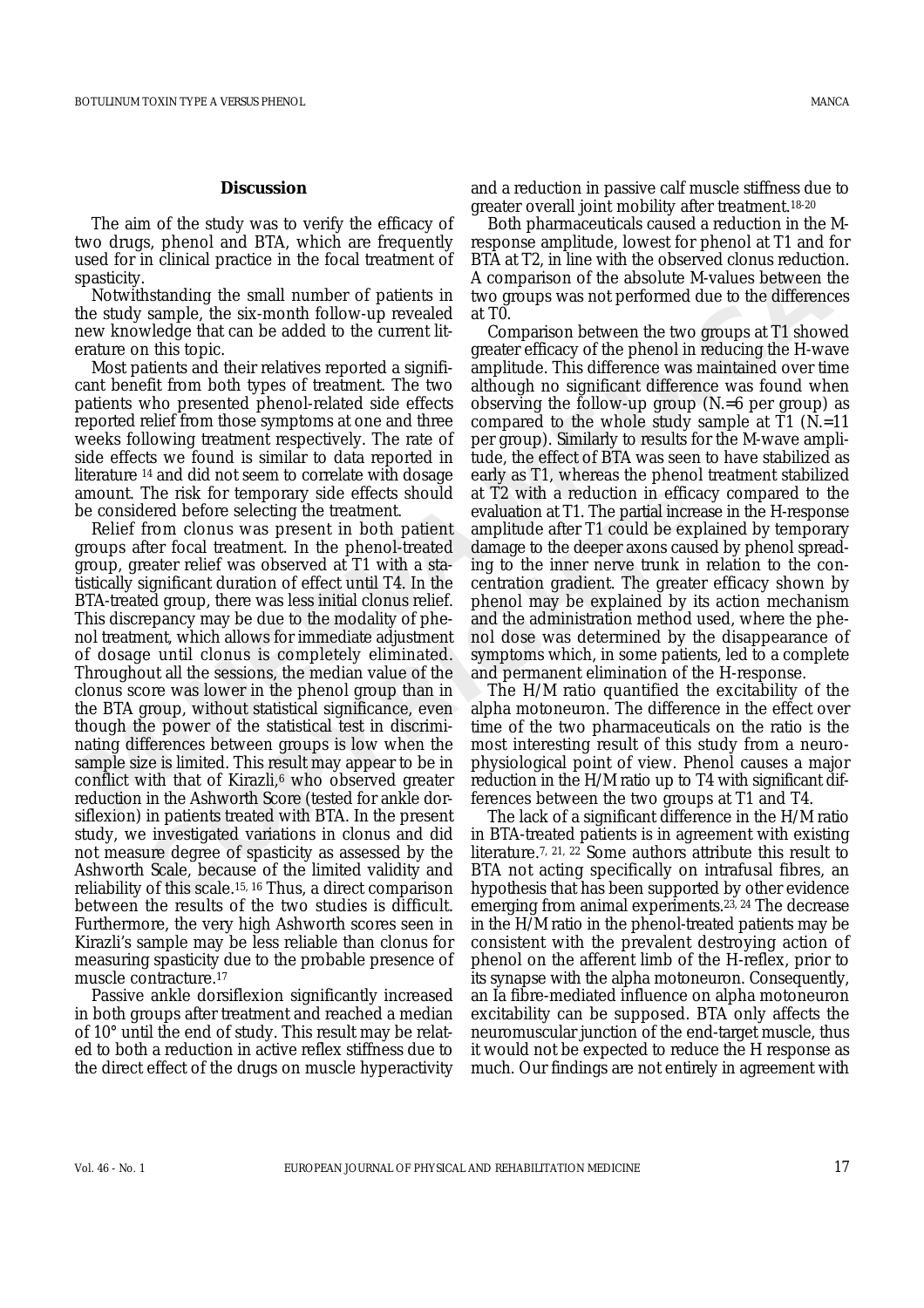## Discussion

The aim of the study was to verify the efficacy of two drugs, phenol and BTA, which are frequently used for in clinical practice in the focal treatment of spasticity.

Notwithstanding the small number of patients in the study sample, the six-month follow-up revealed new knowledge that can be added to the current literature on this topic.

Most patients and their relatives reported a significant benefit from both types of treatment. The two patients who presented phenol-related side effects reported relief from those symptoms at one and three weeks following treatment respectively. The rate of side effects we found is similar to data reported in literature [14] and did not seem to correlate with dosage amount. The risk for temporary side effects should be considered before selecting the treatment.

Relief from clonus was present in both patient groups after focal treatment. In the phenol-treated group, greater relief was observed at T1 with a statistically significant duration of effect until T4. In the BTA-treated group, there was less initial clonus relief. This discrepancy may be due to the modality of phenol treatment, which allows for immediate adjustment of dosage until clonus is completely eliminated. Throughout all the sessions, the median value of the clonus score was lower in the phenol group than in the BTA group, without statistical significance, even though the power of the statistical test in discriminating differences between groups is low when the sample size is limited. This result may appear to be in conflict with that of Kirazli,[6] who observed greater reduction in the Ashworth Score (tested for ankle dorsiflexion) in patients treated with BTA. In the present study, we investigated variations in clonus and did not measure degree of spasticity as assessed by the Ashworth Scale, because of the limited validity and reliability of this scale.[15, 16] Thus, a direct comparison between the results of the two studies is difficult. Furthermore, the very high Ashworth scores seen in Kirazli's sample may be less reliable than clonus for measuring spasticity due to the probable presence of muscle contracture.[17]

Passive ankle dorsiflexion significantly increased in both groups after treatment and reached a median of 10° until the end of study. This result may be related to both a reduction in active reflex stiffness due to the direct effect of the drugs on muscle hyperactivity and a reduction in passive calf muscle stiffness due to greater overall joint mobility after treatment.[18-20]

Both pharmaceuticals caused a reduction in the M-response amplitude, lowest for phenol at T1 and for BTA at T2, in line with the observed clonus reduction. A comparison of the absolute M-values between the two groups was not performed due to the differences at T0.

Comparison between the two groups at T1 showed greater efficacy of the phenol in reducing the H-wave amplitude. This difference was maintained over time although no significant difference was found when observing the follow-up group (N.=6 per group) as compared to the whole study sample at T1 (N.=11 per group). Similarly to results for the M-wave amplitude, the effect of BTA was seen to have stabilized as early as T1, whereas the phenol treatment stabilized at T2 with a reduction in efficacy compared to the evaluation at T1. The partial increase in the H-response amplitude after T1 could be explained by temporary damage to the deeper axons caused by phenol spreading to the inner nerve trunk in relation to the concentration gradient. The greater efficacy shown by phenol may be explained by its action mechanism and the administration method used, where the phenol dose was determined by the disappearance of symptoms which, in some patients, led to a complete and permanent elimination of the H-response.

The H/M ratio quantified the excitability of the alpha motoneuron. The difference in the effect over time of the two pharmaceuticals on the ratio is the most interesting result of this study from a neurophysiological point of view. Phenol causes a major reduction in the H/M ratio up to T4 with significant differences between the two groups at T1 and T4.

The lack of a significant difference in the H/M ratio in BTA-treated patients is in agreement with existing literature.[7, 21, 22] Some authors attribute this result to BTA not acting specifically on intrafusal fibres, an hypothesis that has been supported by other evidence emerging from animal experiments.[23, 24] The decrease in the H/M ratio in the phenol-treated patients may be consistent with the prevalent destroying action of phenol on the afferent limb of the H-reflex, prior to its synapse with the alpha motoneuron. Consequently, an Ia fibre-mediated influence on alpha motoneuron excitability can be supposed. BTA only affects the neuromuscular junction of the end-target muscle, thus it would not be expected to reduce the H response as much. Our findings are not entirely in agreement with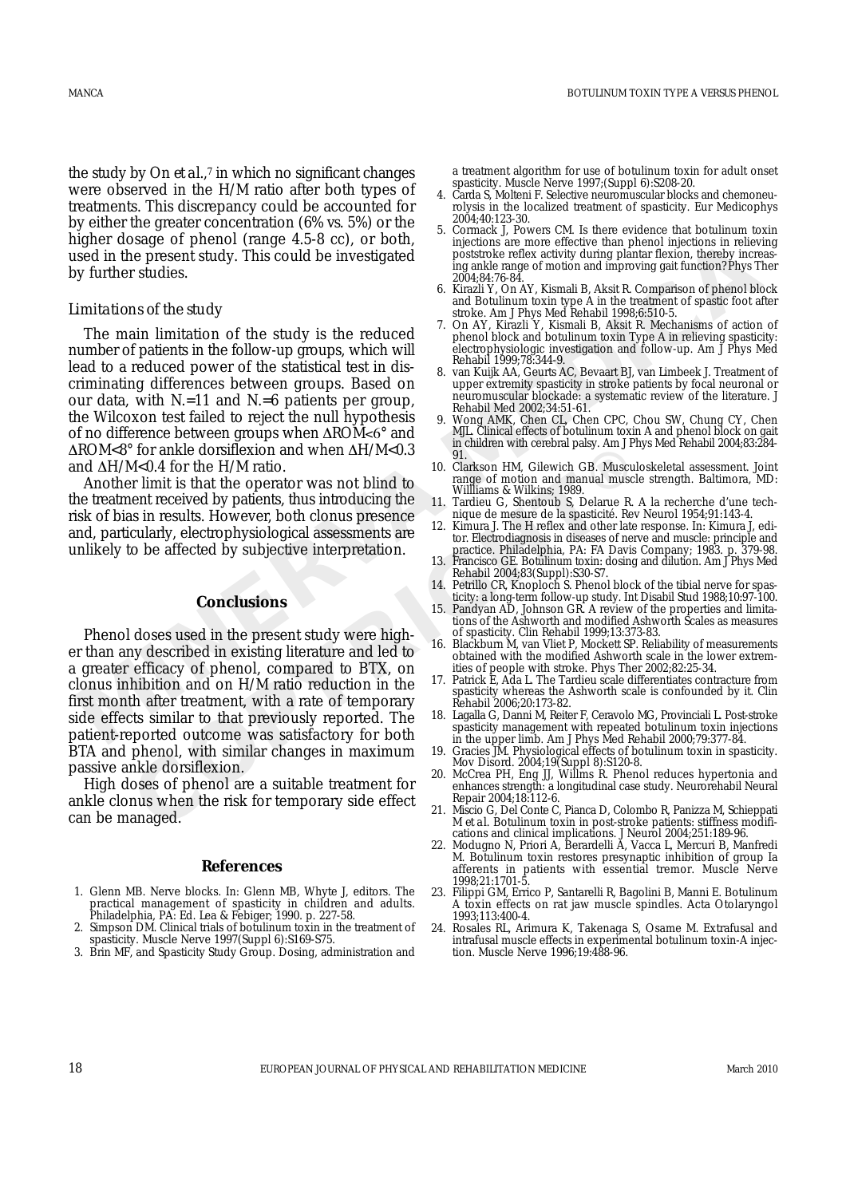the study by On et al.,[7] in which no significant changes were observed in the H/M ratio after both types of treatments. This discrepancy could be accounted for by either the greater concentration (6% vs. 5%) or the higher dosage of phenol (range 4.5-8 cc), or both, used in the present study. This could be investigated by further studies.

### *Limitations of the study*

The main limitation of the study is the reduced number of patients in the follow-up groups, which will lead to a reduced power of the statistical test in discriminating differences between groups. Based on our data, with N.=11 and N.=6 patients per group, the Wilcoxon test failed to reject the null hypothesis of no difference between groups when $\Delta$ROM<6° and $\Delta$ROM<8° for ankle dorsiflexion and when $\Delta$H/M<0.3 and $\Delta$H/M<0.4 for the H/M ratio.

Another limit is that the operator was not blind to the treatment received by patients, thus introducing the risk of bias in results. However, both clonus presence and, particularly, electrophysiological assessments are unlikely to be affected by subjective interpretation.

## Conclusions

Phenol doses used in the present study were higher than any described in existing literature and led to a greater efficacy of phenol, compared to BTX, on clonus inhibition and on H/M ratio reduction in the first month after treatment, with a rate of temporary side effects similar to that previously reported. The patient-reported outcome was satisfactory for both BTA and phenol, with similar changes in maximum passive ankle dorsiflexion.

High doses of phenol are a suitable treatment for ankle clonus when the risk for temporary side effect can be managed.

## References

1. Glenn MB. Nerve blocks. In: Glenn MB, Whyte J, editors. The practical management of spasticity in children and adults. Philadelphia, PA: Ed. Lea & Febiger; 1990. p. 227-58.
2. Simpson DM. Clinical trials of botulinum toxin in the treatment of spasticity. Muscle Nerve 1997(Suppl 6):S169-S75.
3. Brin MF, and Spasticity Study Group. Dosing, administration and a treatment algorithm for use of botulinum toxin for adult onset spasticity. Muscle Nerve 1997;(Suppl 6):S208-20.
4. Carda S, Molteni F. Selective neuromuscular blocks and chemoneurolysis in the localized treatment of spasticity. Eur Medicophys 2004;40:123-30.
5. Cormack J, Powers CM. Is there evidence that botulinum toxin injections are more effective than phenol injections in relieving poststroke reflex activity during plantar flexion, thereby increasing ankle range of motion and improving gait function? Phys Ther 2004;84:76-84.
6. Kirazli Y, On AY, Kismali B, Aksit R. Comparison of phenol block and Botulinum toxin type A in the treatment of spastic foot after stroke. Am J Phys Med Rehabil 1998;6:510-5.
7. On AY, Kirazli Y, Kismali B, Aksit R. Mechanisms of action of phenol block and botulinum toxin Type A in relieving spasticity: electrophysiologic investigation and follow-up. Am J Phys Med Rehabil 1999;78:344-9.
8. van Kuijk AA, Geurts AC, Bevaart BJ, van Limbeek J. Treatment of upper extremity spasticity in stroke patients by focal neuronal or neuromuscular blockade: a systematic review of the literature. J Rehabil Med 2002;34:51-61.
9. Wong AMK, Chen CL, Chen CPC, Chou SW, Chung CY, Chen MJL. Clinical effects of botulinum toxin A and phenol block on gait in children with cerebral palsy. Am J Phys Med Rehabil 2004;83:284-91.
10. Clarkson HM, Gilewich GB. Musculoskeletal assessment. Joint range of motion and manual muscle strength. Baltimora, MD: Willliams & Wilkins; 1989.
11. Tardieu G, Shentoub S, Delarue R. A la recherche d'une technique de mesure de la spasticité. Rev Neurol 1954;91:143-4.
12. Kimura J. The H reflex and other late response. In: Kimura J, editor. Electrodiagnosis in diseases of nerve and muscle: principle and practice. Philadelphia, PA: FA Davis Company; 1983. p. 379-98.
13. Francisco GE. Botulinum toxin: dosing and dilution. Am J Phys Med Rehabil 2004;83(Suppl):S30-S7.
14. Petrillo CR, Knoploch S. Phenol block of the tibial nerve for spasticity: a long-term follow-up study. Int Disabil Stud 1988;10:97-100.
15. Pandyan AD, Johnson GR. A review of the properties and limitations of the Ashworth and modified Ashworth Scales as measures of spasticity. Clin Rehabil 1999;13:373-83.
16. Blackburn M, van Vliet P, Mockett SP. Reliability of measurements obtained with the modified Ashworth scale in the lower extremities of people with stroke. Phys Ther 2002;82:25-34.
17. Patrick E, Ada L. The Tardieu scale differentiates contracture from spasticity whereas the Ashworth scale is confounded by it. Clin Rehabil 2006;20:173-82.
18. Lagalla G, Danni M, Reiter F, Ceravolo MG, Provinciali L. Post-stroke spasticity management with repeated botulinum toxin injections in the upper limb. Am J Phys Med Rehabil 2000;79:377-84.
19. Gracies JM. Physiological effects of botulinum toxin in spasticity. Mov Disord. 2004;19(Suppl 8):S120-8.
20. McCrea PH, Eng JJ, Willms R. Phenol reduces hypertonia and enhances strength: a longitudinal case study. Neurorehabil Neural Repair 2004;18:112-6.
21. Miscio G, Del Conte C, Pianca D, Colombo R, Panizza M, Schieppati M et al. Botulinum toxin in post-stroke patients: stiffness modifications and clinical implications. J Neurol 2004;251:189-96.
22. Modugno N, Priori A, Berardelli A, Vacca L, Mercuri B, Manfredi M. Botulinum toxin restores presynaptic inhibition of group Ia afferents in patients with essential tremor. Muscle Nerve 1998;21:1701-5.
23. Filippi GM, Errico P, Santarelli R, Bagolini B, Manni E. Botulinum A toxin effects on rat jaw muscle spindles. Acta Otolaryngol 1993;113:400-4.
24. Rosales RL, Arimura K, Takenaga S, Osame M. Extrafusal and intrafusal muscle effects in experimental botulinum toxin-A injection. Muscle Nerve 1996;19:488-96.